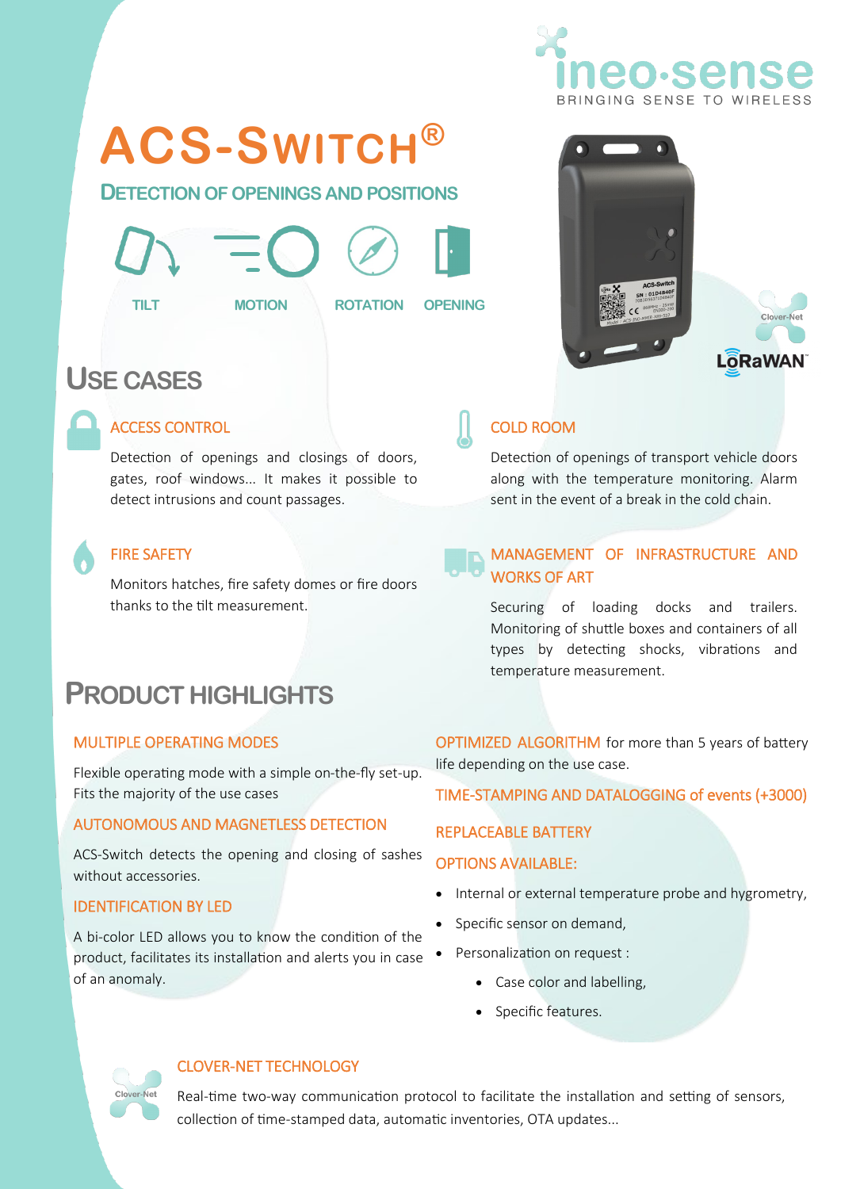ineo-sense
BRINGING SENSE TO WIRELESS

# ACS-SWITCH®

## DETECTION OF OPENINGS AND POSITIONS

TILT MOTION ROTATION OPENING

## USE CASES

### ACCESS CONTROL

Detection of openings and closings of doors, gates, roof windows... It makes it possible to detect intrusions and count passages.

### FIRE SAFETY

Monitors hatches, fire safety domes or fire doors thanks to the tilt measurement.

### COLD ROOM

Detection of openings of transport vehicle doors along with the temperature monitoring. Alarm sent in the event of a break in the cold chain.

### MANAGEMENT OF INFRASTRUCTURE AND WORKS OF ART

Securing of loading docks and trailers. Monitoring of shuttle boxes and containers of all types by detecting shocks, vibrations and temperature measurement.

## PRODUCT HIGHLIGHTS

### MULTIPLE OPERATING MODES

Flexible operating mode with a simple on-the-fly set-up. Fits the majority of the use cases

### AUTONOMOUS AND MAGNETLESS DETECTION

ACS-Switch detects the opening and closing of sashes without accessories.

### IDENTIFICATION BY LED

A bi-color LED allows you to know the condition of the product, facilitates its installation and alerts you in case of an anomaly.

**OPTIMIZED ALGORITHM** for more than 5 years of battery life depending on the use case.

### TIME-STAMPING AND DATALOGGING of events (+3000)

### REPLACEABLE BATTERY

### OPTIONS AVAILABLE:

- Internal or external temperature probe and hygrometry,
- Specific sensor on demand,
- Personalization on request :
  - Case color and labelling,
  - Specific features.

### CLOVER-NET TECHNOLOGY

Real-time two-way communication protocol to facilitate the installation and setting of sensors, collection of time-stamped data, automatic inventories, OTA updates...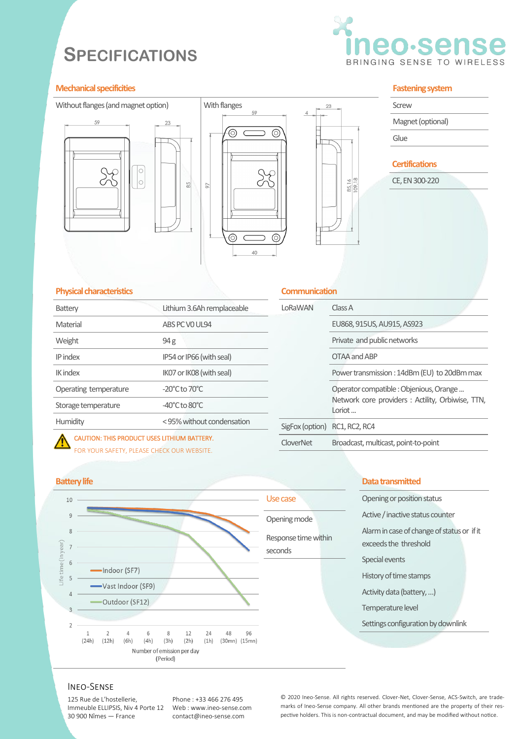# Specifications

ineo·sense
BRINGING SENSE TO WIRELESS

## Mechanical specificities

Without flanges (and magnet option)

59
23
85

With flanges

59
4
23
97
85,16
109,18
40

## Fastening system

| |
|---|
| Screw |
| Magnet (optional) |
| Glue |

## Certifications

| |
|---|
| CE, EN 300-220 |

## Physical characteristics

| | |
|---|---|
| Battery | Lithium 3.6Ah remplaceable |
| Material | ABS PC V0 UL94 |
| Weight | 94 g |
| IP index | IP54 or IP66 (with seal) |
| IK index | IK07 or IK08 (with seal) |
| Operating temperature | -20°C to 70°C |
| Storage temperature | -40°C to 80°C |
| Humidity | < 95% without condensation |

CAUTION: THIS PRODUCT USES LITHIUM BATTERY.
FOR YOUR SAFETY, PLEASE CHECK OUR WEBSITE.

## Communication

| | |
|---|---|
| LoRaWAN | Class A |
| | EU868, 915US, AU915, AS923 |
| | Private and public networks |
| | OTAA and ABP |
| | Power transmission : 14dBm (EU) to 20dBm max |
| | Operator compatible : Objenious, Orange ... Network core providers : Actility, Orbiwise, TTN, Loriot ... |
| SigFox (option) | RC1, RC2, RC4 |
| CloverNet | Broadcast, multicast, point-to-point |

## Battery life

Life time (in year)
10
9
8
7
6
5
4
3
2

Indoor (SF7)
Vast Indoor (SF9)
Outdoor (SF12)

1 (24h) 2 (12h) 4 (6h) 6 (4h) 8 (3h) 12 (2h) 24 (1h) 48 (30mn) 96 (15mn)

Number of emission per day
(Period)

| Use case |
|---|
| Opening mode |
| Response time within seconds |

## Data transmitted

| |
|---|
| Opening or position status |
| Active / inactive status counter |
| Alarm in case of change of status or if it exceeds the threshold |
| Special events |
| History of time stamps |
| Activity data (battery, ...) |
| Temperature level |
| Settings configuration by downlink |

INEO-SENSE

125 Rue de L'hostellerie,
Immeuble ELLIPSIS, Niv 4 Porte 12
30 900 Nîmes — France

Phone : +33 466 276 495
Web : www.ineo-sense.com
contact@ineo-sense.com

© 2020 Ineo-Sense. All rights reserved. Clover-Net, Clover-Sense, ACS-Switch, are trademarks of Ineo-Sense company. All other brands mentioned are the property of their respective holders. This is non-contractual document, and may be modified without notice.